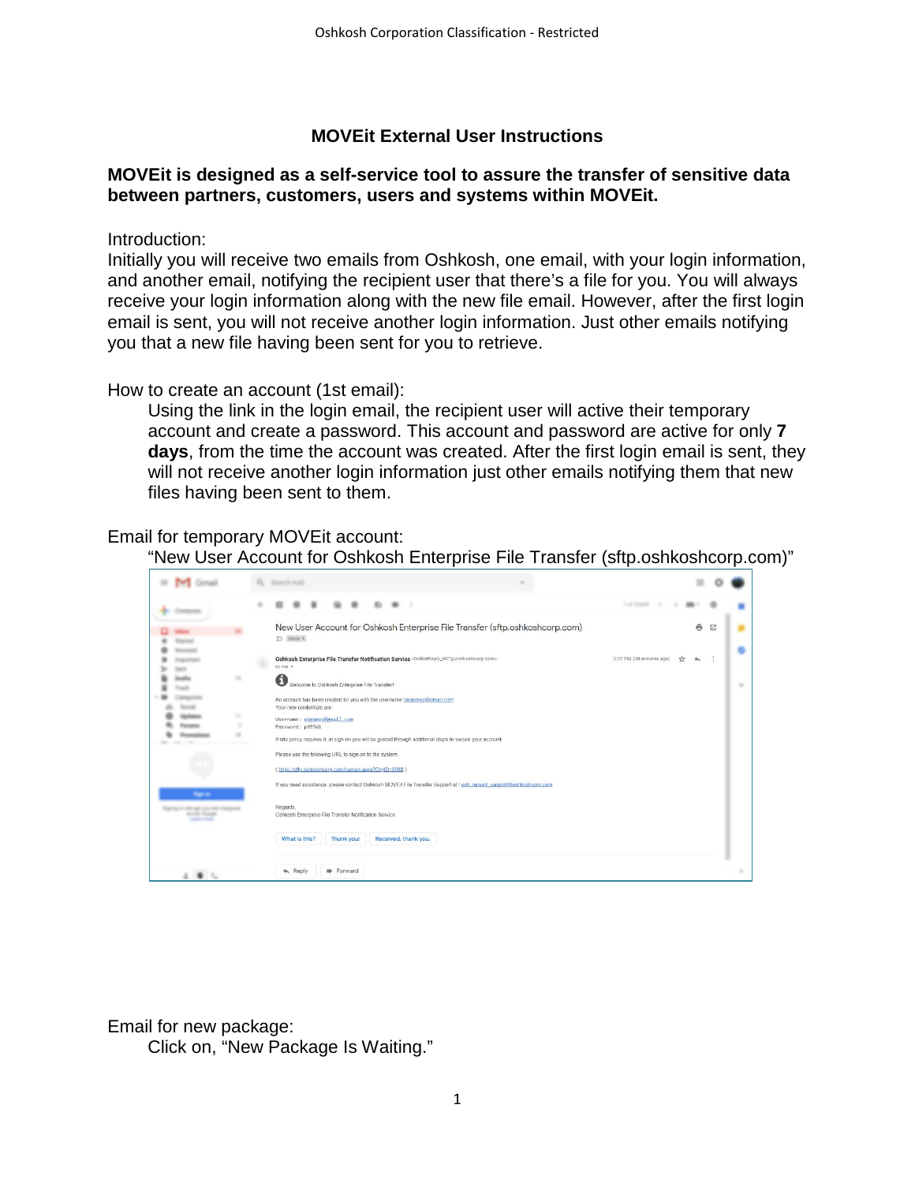# MOVEit External User Instructions

**MOVEit is designed as a self-service tool to assure the transfer of sensitive data between partners, customers, users and systems within MOVEit.**

Introduction:
Initially you will receive two emails from Oshkosh, one email, with your login information, and another email, notifying the recipient user that there's a file for you. You will always receive your login information along with the new file email. However, after the first login email is sent, you will not receive another login information. Just other emails notifying you that a new file having been sent for you to retrieve.

How to create an account (1st email):

Using the link in the login email, the recipient user will active their temporary account and create a password. This account and password are active for only **7 days**, from the time the account was created. After the first login email is sent, they will not receive another login information just other emails notifying them that new files having been sent to them.

Email for temporary MOVEit account:

"New User Account for Oshkosh Enterprise File Transfer (sftp.oshkoshcorp.com)"

Email for new package:

Click on, "New Package Is Waiting."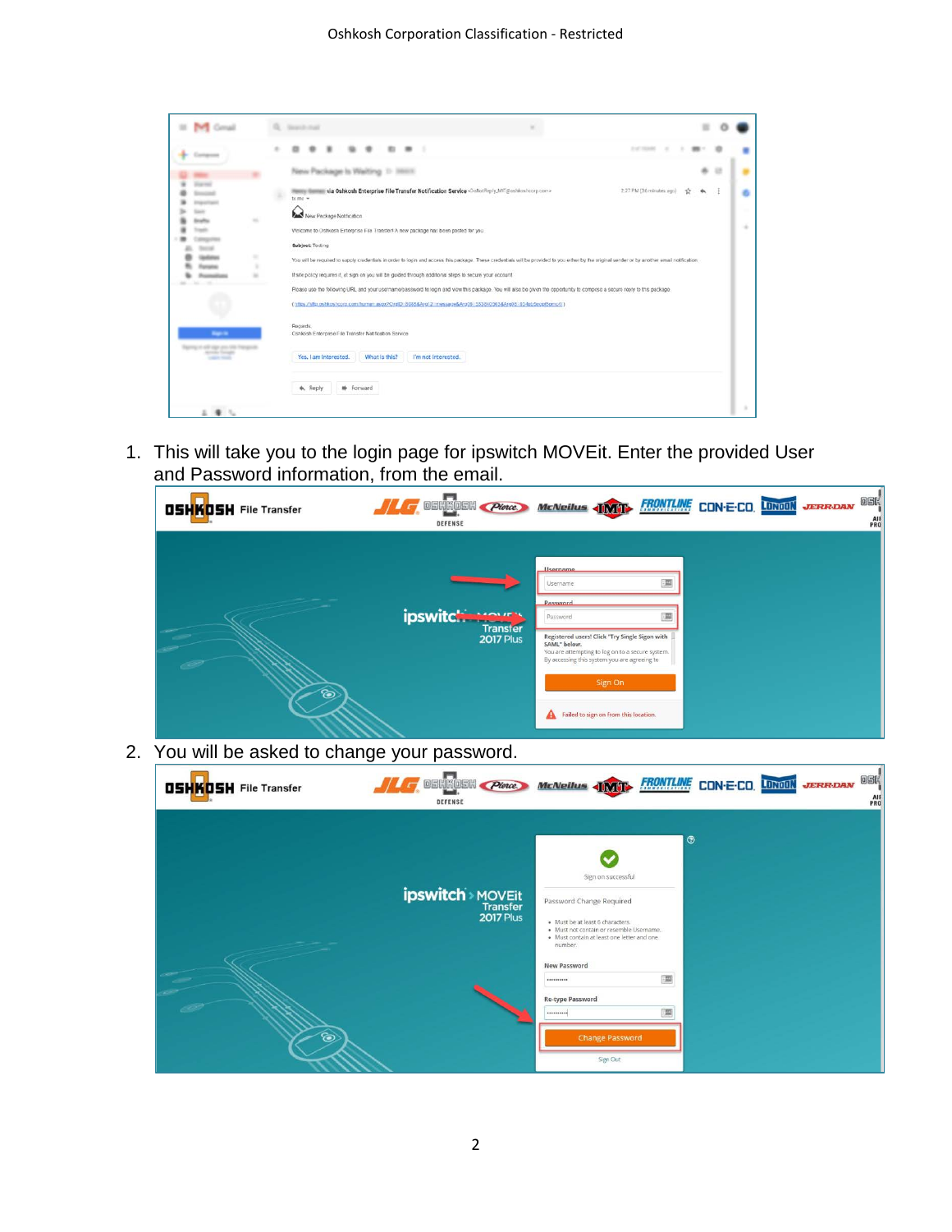1. This will take you to the login page for ipswitch MOVEit. Enter the provided User and Password information, from the email.

2. You will be asked to change your password.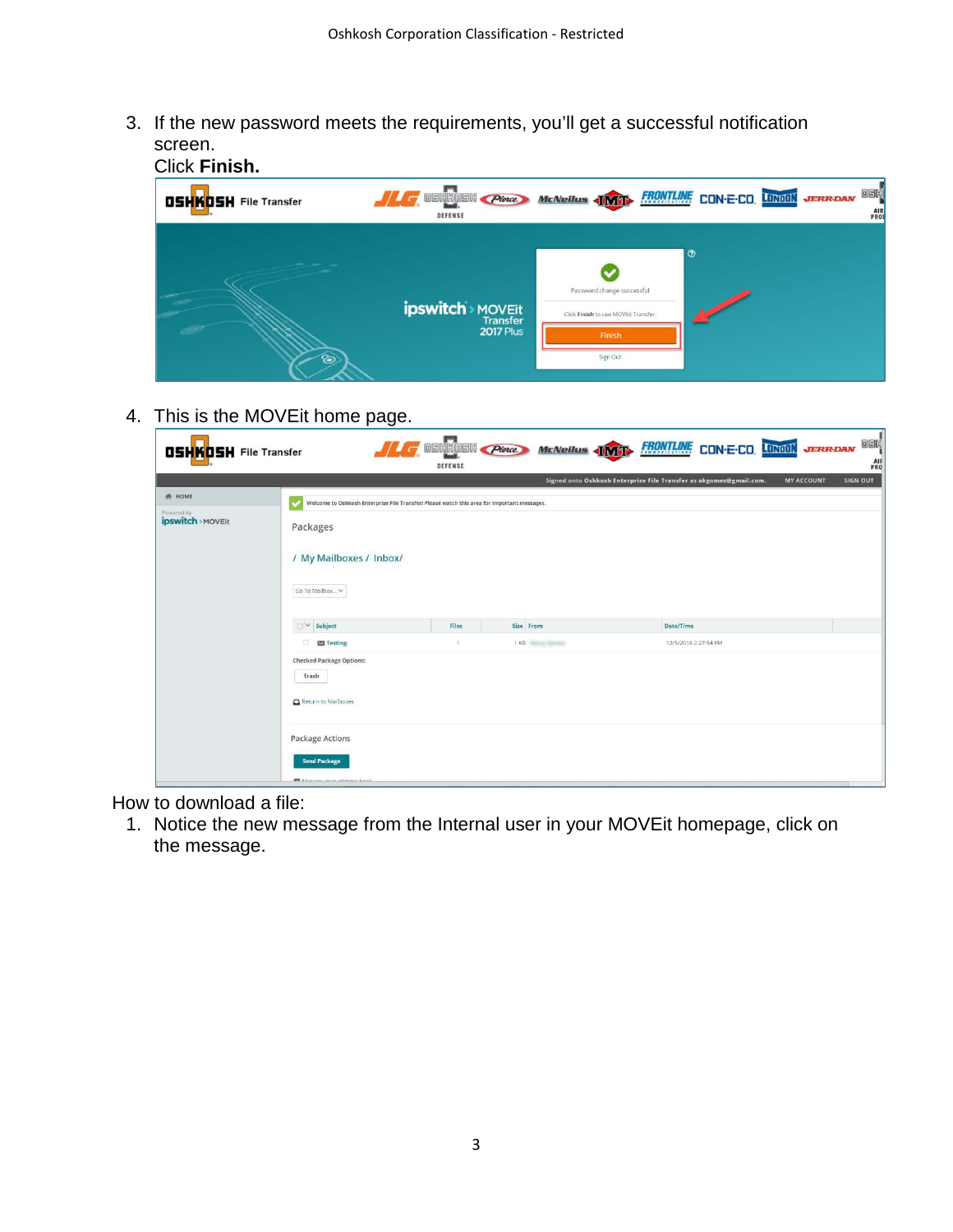3. If the new password meets the requirements, you'll get a successful notification screen.
   Click **Finish.**

4. This is the MOVEit home page.

How to download a file:

1. Notice the new message from the Internal user in your MOVEit homepage, click on the message.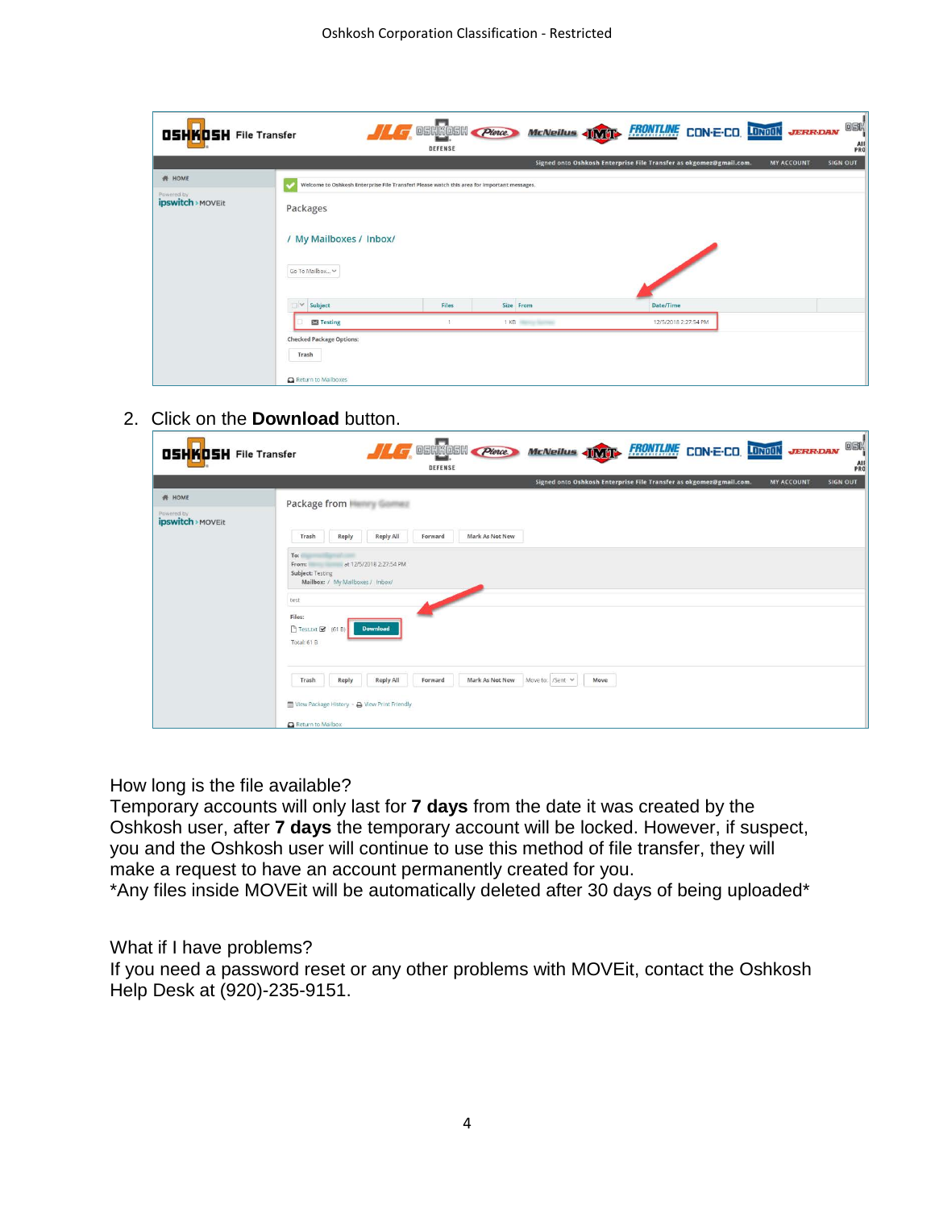2. Click on the **Download** button.

How long is the file available?
Temporary accounts will only last for **7 days** from the date it was created by the Oshkosh user, after **7 days** the temporary account will be locked. However, if suspect, you and the Oshkosh user will continue to use this method of file transfer, they will make a request to have an account permanently created for you.
*Any files inside MOVEit will be automatically deleted after 30 days of being uploaded*

What if I have problems?
If you need a password reset or any other problems with MOVEit, contact the Oshkosh Help Desk at (920)-235-9151.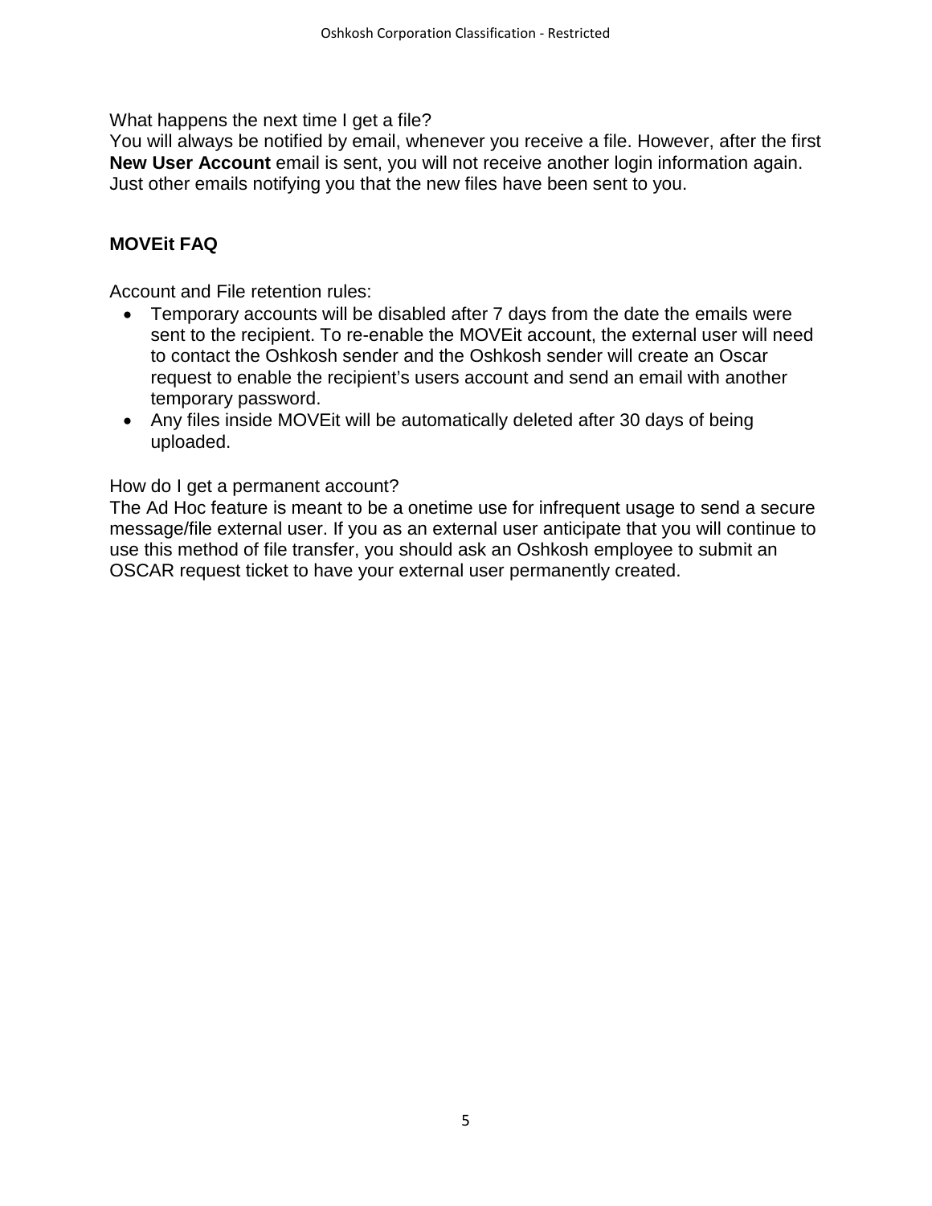What happens the next time I get a file?
You will always be notified by email, whenever you receive a file. However, after the first **New User Account** email is sent, you will not receive another login information again. Just other emails notifying you that the new files have been sent to you.

**MOVEit FAQ**

Account and File retention rules:

- Temporary accounts will be disabled after 7 days from the date the emails were sent to the recipient. To re-enable the MOVEit account, the external user will need to contact the Oshkosh sender and the Oshkosh sender will create an Oscar request to enable the recipient's users account and send an email with another temporary password.
- Any files inside MOVEit will be automatically deleted after 30 days of being uploaded.

How do I get a permanent account?
The Ad Hoc feature is meant to be a onetime use for infrequent usage to send a secure message/file external user. If you as an external user anticipate that you will continue to use this method of file transfer, you should ask an Oshkosh employee to submit an OSCAR request ticket to have your external user permanently created.